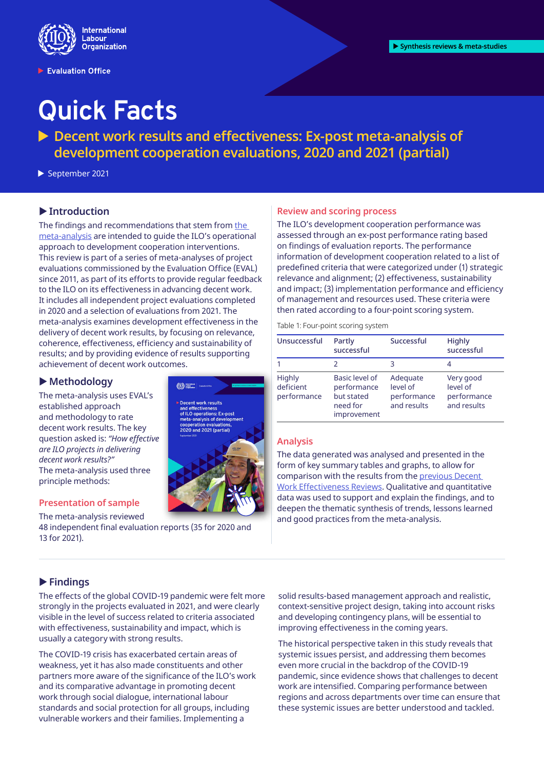International Labour Organization

Evaluation Office

Synthesis reviews & meta-studies

# Quick Facts

## Decent work results and effectiveness: Ex-post meta-analysis of development cooperation evaluations, 2020 and 2021 (partial)

September 2021

### Introduction

The findings and recommendations that stem from the meta-analysis are intended to guide the ILO's operational approach to development cooperation interventions. This review is part of a series of meta-analyses of project evaluations commissioned by the Evaluation Office (EVAL) since 2011, as part of its efforts to provide regular feedback to the ILO on its effectiveness in advancing decent work. It includes all independent project evaluations completed in 2020 and a selection of evaluations from 2021. The meta-analysis examines development effectiveness in the delivery of decent work results, by focusing on relevance, coherence, effectiveness, efficiency and sustainability of results; and by providing evidence of results supporting achievement of decent work outcomes.

### Methodology

The meta-analysis uses EVAL's established approach and methodology to rate decent work results. The key question asked is: *"How effective are ILO projects in delivering decent work results?"* The meta-analysis used three principle methods:

#### Presentation of sample

The meta-analysis reviewed 48 independent final evaluation reports (35 for 2020 and 13 for 2021).

#### Review and scoring process

The ILO's development cooperation performance was assessed through an ex-post performance rating based on findings of evaluation reports. The performance information of development cooperation related to a list of predefined criteria that were categorized under (1) strategic relevance and alignment; (2) effectiveness, sustainability and impact; (3) implementation performance and efficiency of management and resources used. These criteria were then rated according to a four-point scoring system.

Table 1: Four-point scoring system

| Unsuccessful | Partly successful | Successful | Highly successful |
|---|---|---|---|
| 1 | 2 | 3 | 4 |
| Highly deficient performance | Basic level of performance but stated need for improvement | Adequate level of performance and results | Very good level of performance and results |

#### Analysis

The data generated was analysed and presented in the form of key summary tables and graphs, to allow for comparison with the results from the previous Decent Work Effectiveness Reviews. Qualitative and quantitative data was used to support and explain the findings, and to deepen the thematic synthesis of trends, lessons learned and good practices from the meta-analysis.

### Findings

The effects of the global COVID-19 pandemic were felt more strongly in the projects evaluated in 2021, and were clearly visible in the level of success related to criteria associated with effectiveness, sustainability and impact, which is usually a category with strong results.

The COVID-19 crisis has exacerbated certain areas of weakness, yet it has also made constituents and other partners more aware of the significance of the ILO's work and its comparative advantage in promoting decent work through social dialogue, international labour standards and social protection for all groups, including vulnerable workers and their families. Implementing a solid results-based management approach and realistic, context-sensitive project design, taking into account risks and developing contingency plans, will be essential to improving effectiveness in the coming years.

The historical perspective taken in this study reveals that systemic issues persist, and addressing them becomes even more crucial in the backdrop of the COVID-19 pandemic, since evidence shows that challenges to decent work are intensified. Comparing performance between regions and across departments over time can ensure that these systemic issues are better understood and tackled.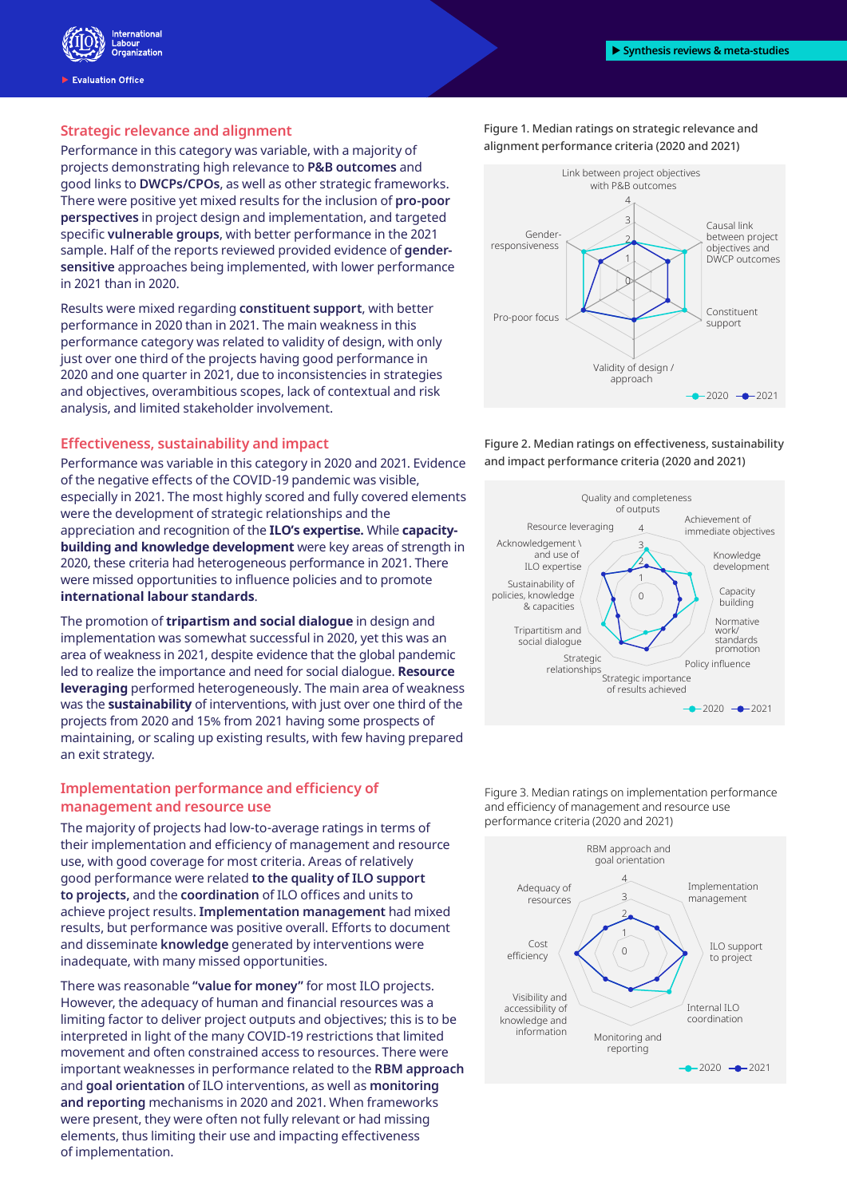## Strategic relevance and alignment

Performance in this category was variable, with a majority of projects demonstrating high relevance to **P&B outcomes** and good links to **DWCPs/CPOs**, as well as other strategic frameworks. There were positive yet mixed results for the inclusion of **pro-poor perspectives** in project design and implementation, and targeted specific **vulnerable groups**, with better performance in the 2021 sample. Half of the reports reviewed provided evidence of **gender-sensitive** approaches being implemented, with lower performance in 2021 than in 2020.

Results were mixed regarding **constituent support**, with better performance in 2020 than in 2021. The main weakness in this performance category was related to validity of design, with only just over one third of the projects having good performance in 2020 and one quarter in 2021, due to inconsistencies in strategies and objectives, overambitious scopes, lack of contextual and risk analysis, and limited stakeholder involvement.

Figure 1. Median ratings on strategic relevance and alignment performance criteria (2020 and 2021)

## Effectiveness, sustainability and impact

Performance was variable in this category in 2020 and 2021. Evidence of the negative effects of the COVID-19 pandemic was visible, especially in 2021. The most highly scored and fully covered elements were the development of strategic relationships and the appreciation and recognition of the **ILO's expertise.** While **capacity-building and knowledge development** were key areas of strength in 2020, these criteria had heterogeneous performance in 2021. There were missed opportunities to influence policies and to promote **international labour standards**.

The promotion of **tripartism and social dialogue** in design and implementation was somewhat successful in 2020, yet this was an area of weakness in 2021, despite evidence that the global pandemic led to realize the importance and need for social dialogue. **Resource leveraging** performed heterogeneously. The main area of weakness was the **sustainability** of interventions, with just over one third of the projects from 2020 and 15% from 2021 having some prospects of maintaining, or scaling up existing results, with few having prepared an exit strategy.

Figure 2. Median ratings on effectiveness, sustainability and impact performance criteria (2020 and 2021)

## Implementation performance and efficiency of management and resource use

The majority of projects had low-to-average ratings in terms of their implementation and efficiency of management and resource use, with good coverage for most criteria. Areas of relatively good performance were related **to the quality of ILO support to projects,** and the **coordination** of ILO offices and units to achieve project results. **Implementation management** had mixed results, but performance was positive overall. Efforts to document and disseminate **knowledge** generated by interventions were inadequate, with many missed opportunities.

There was reasonable **"value for money"** for most ILO projects. However, the adequacy of human and financial resources was a limiting factor to deliver project outputs and objectives; this is to be interpreted in light of the many COVID-19 restrictions that limited movement and often constrained access to resources. There were important weaknesses in performance related to the **RBM approach** and **goal orientation** of ILO interventions, as well as **monitoring and reporting** mechanisms in 2020 and 2021. When frameworks were present, they were often not fully relevant or had missing elements, thus limiting their use and impacting effectiveness of implementation.

Figure 3. Median ratings on implementation performance and efficiency of management and resource use performance criteria (2020 and 2021)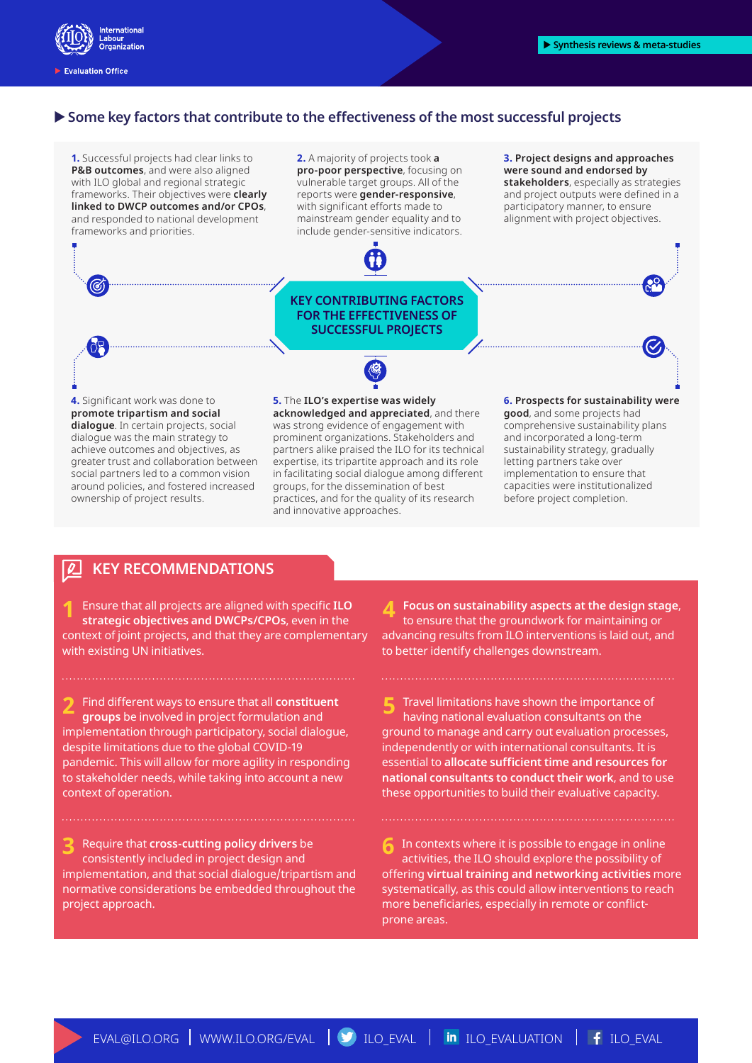## Some key factors that contribute to the effectiveness of the most successful projects

**KEY CONTRIBUTING FACTORS FOR THE EFFECTIVENESS OF SUCCESSFUL PROJECTS**

**1.** Successful projects had clear links to **P&B outcomes**, and were also aligned with ILO global and regional strategic frameworks. Their objectives were **clearly linked to DWCP outcomes and/or CPOs**, and responded to national development frameworks and priorities.

**2.** A majority of projects took **a pro-poor perspective**, focusing on vulnerable target groups. All of the reports were **gender-responsive**, with significant efforts made to mainstream gender equality and to include gender-sensitive indicators.

**3. Project designs and approaches were sound and endorsed by stakeholders**, especially as strategies and project outputs were defined in a participatory manner, to ensure alignment with project objectives.

**4.** Significant work was done to **promote tripartism and social dialogue**. In certain projects, social dialogue was the main strategy to achieve outcomes and objectives, as greater trust and collaboration between social partners led to a common vision around policies, and fostered increased ownership of project results.

**5.** The **ILO's expertise was widely acknowledged and appreciated**, and there was strong evidence of engagement with prominent organizations. Stakeholders and partners alike praised the ILO for its technical expertise, its tripartite approach and its role in facilitating social dialogue among different groups, for the dissemination of best practices, and for the quality of its research and innovative approaches.

**6. Prospects for sustainability were good**, and some projects had comprehensive sustainability plans and incorporated a long-term sustainability strategy, gradually letting partners take over implementation to ensure that capacities were institutionalized before project completion.

## KEY RECOMMENDATIONS

**1** Ensure that all projects are aligned with specific **ILO strategic objectives and DWCPs/CPOs**, even in the context of joint projects, and that they are complementary with existing UN initiatives.

**2** Find different ways to ensure that all **constituent groups** be involved in project formulation and implementation through participatory, social dialogue, despite limitations due to the global COVID-19 pandemic. This will allow for more agility in responding to stakeholder needs, while taking into account a new context of operation.

**3** Require that **cross-cutting policy drivers** be consistently included in project design and implementation, and that social dialogue/tripartism and normative considerations be embedded throughout the project approach.

**4 Focus on sustainability aspects at the design stage**, to ensure that the groundwork for maintaining or advancing results from ILO interventions is laid out, and to better identify challenges downstream.

**5** Travel limitations have shown the importance of having national evaluation consultants on the ground to manage and carry out evaluation processes, independently or with international consultants. It is essential to **allocate sufficient time and resources for national consultants to conduct their work**, and to use these opportunities to build their evaluative capacity.

**6** In contexts where it is possible to engage in online activities, the ILO should explore the possibility of offering **virtual training and networking activities** more systematically, as this could allow interventions to reach more beneficiaries, especially in remote or conflict-prone areas.